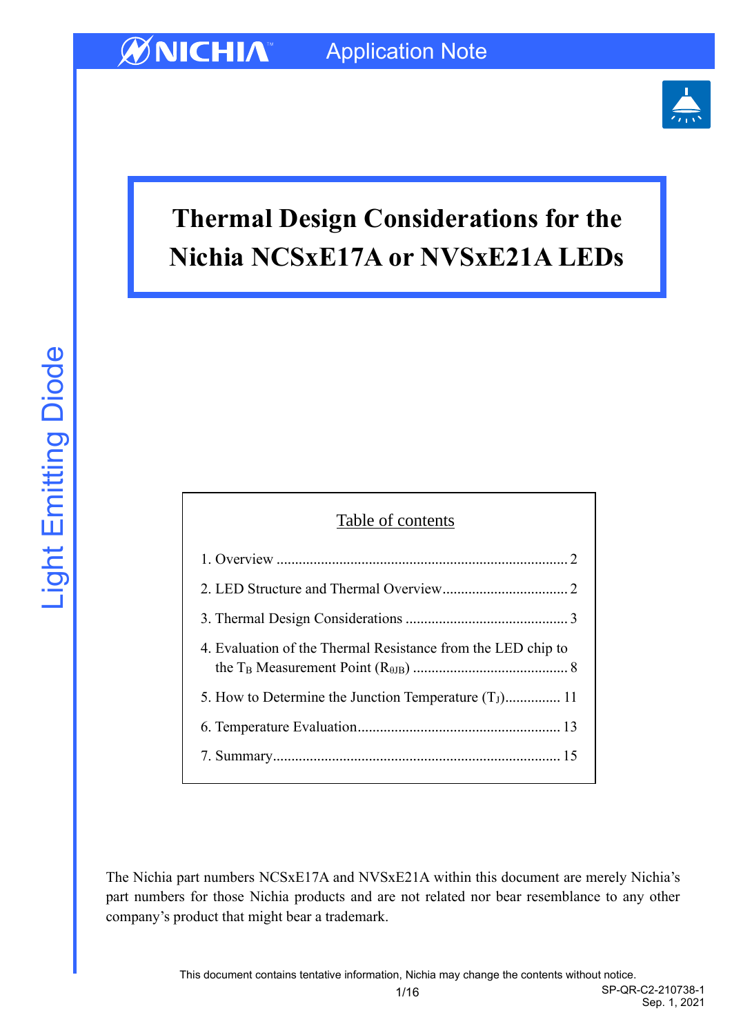Application Note

# Thermal Design Considerations for the Nichia NCSxE17A or NVSxE21A LEDs

Table of contents

1. Overview .......................................................................... 2
2. LED Structure and Thermal Overview.................................. 2
3. Thermal Design Considerations ............................................ 3
4. Evaluation of the Thermal Resistance from the LED chip to the $T_B$ Measurement Point ($R_{\theta JB}$) .......................................... 8
5. How to Determine the Junction Temperature ($T_J$)............... 11
6. Temperature Evaluation...................................................... 13
7. Summary............................................................................ 15

The Nichia part numbers NCSxE17A and NVSxE21A within this document are merely Nichia's part numbers for those Nichia products and are not related nor bear resemblance to any other company's product that might bear a trademark.

This document contains tentative information, Nichia may change the contents without notice.

SP-QR-C2-210738-1
Sep. 1, 2021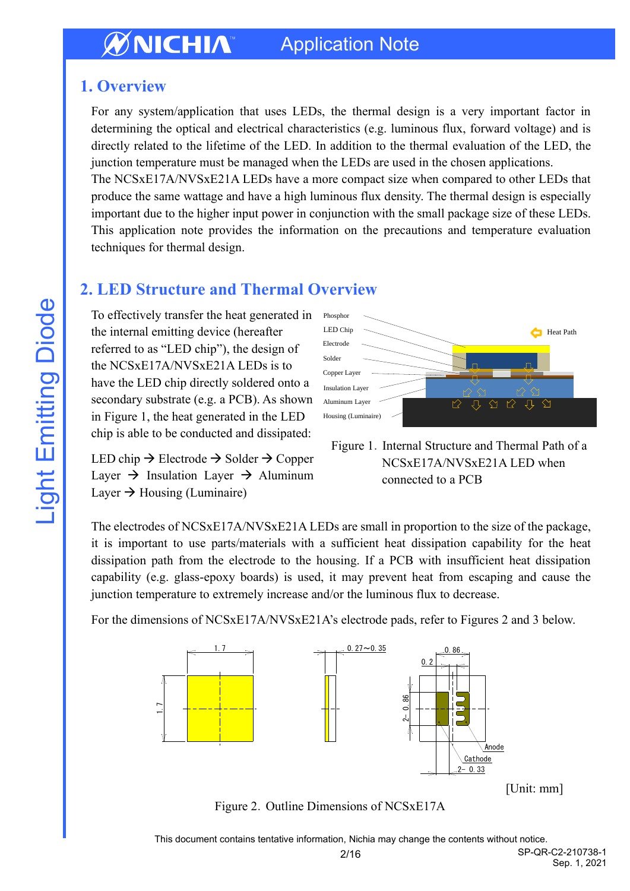## 1. Overview

For any system/application that uses LEDs, the thermal design is a very important factor in determining the optical and electrical characteristics (e.g. luminous flux, forward voltage) and is directly related to the lifetime of the LED. In addition to the thermal evaluation of the LED, the junction temperature must be managed when the LEDs are used in the chosen applications.
The NCSxE17A/NVSxE21A LEDs have a more compact size when compared to other LEDs that produce the same wattage and have a high luminous flux density. The thermal design is especially important due to the higher input power in conjunction with the small package size of these LEDs. This application note provides the information on the precautions and temperature evaluation techniques for thermal design.

## 2. LED Structure and Thermal Overview

To effectively transfer the heat generated in the internal emitting device (hereafter referred to as "LED chip"), the design of the NCSxE17A/NVSxE21A LEDs is to have the LED chip directly soldered onto a secondary substrate (e.g. a PCB). As shown in Figure 1, the heat generated in the LED chip is able to be conducted and dissipated:

LED chip → Electrode → Solder → Copper Layer → Insulation Layer → Aluminum Layer → Housing (Luminaire)

Figure 1. Internal Structure and Thermal Path of a NCSxE17A/NVSxE21A LED when connected to a PCB

The electrodes of NCSxE17A/NVSxE21A LEDs are small in proportion to the size of the package, it is important to use parts/materials with a sufficient heat dissipation capability for the heat dissipation path from the electrode to the housing. If a PCB with insufficient heat dissipation capability (e.g. glass-epoxy boards) is used, it may prevent heat from escaping and cause the junction temperature to extremely increase and/or the luminous flux to decrease.

For the dimensions of NCSxE17A/NVSxE21A's electrode pads, refer to Figures 2 and 3 below.

[Unit: mm]

Figure 2. Outline Dimensions of NCSxE17A

This document contains tentative information, Nichia may change the contents without notice.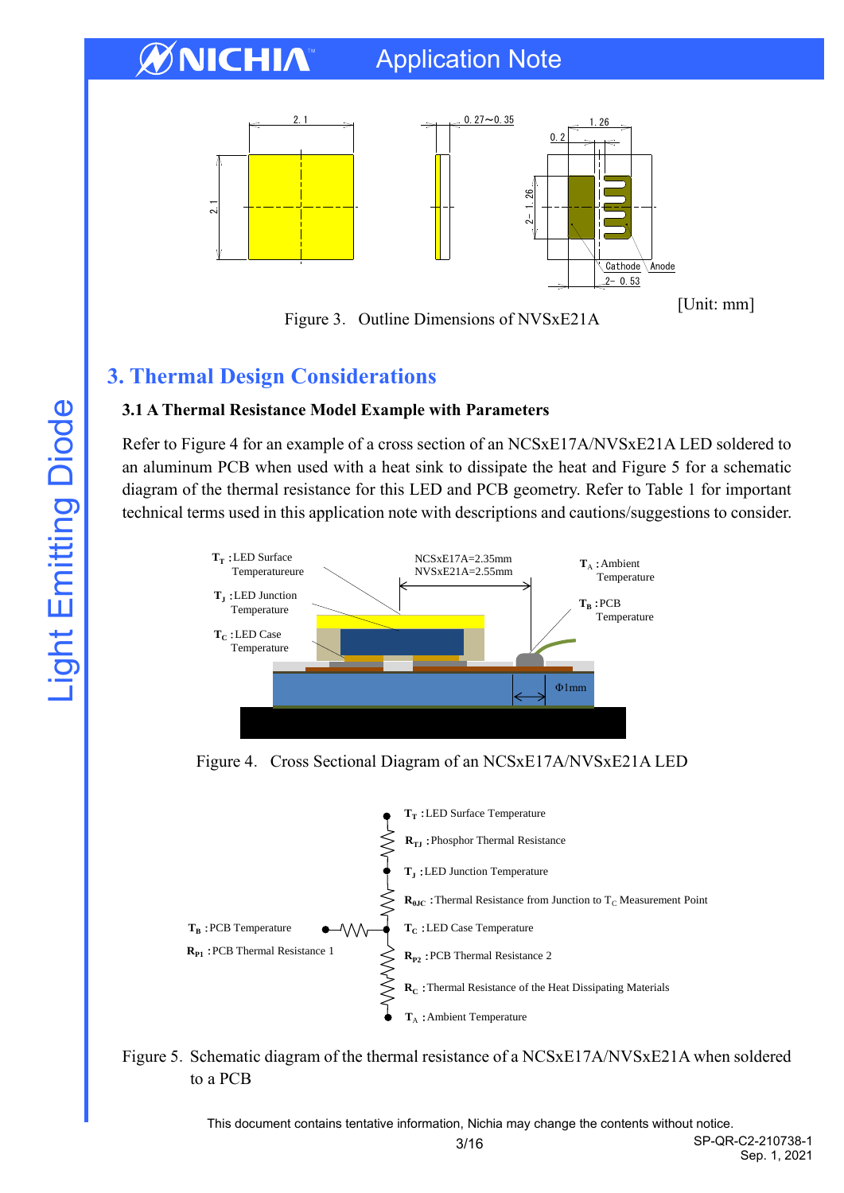[Unit: mm]

Figure 3. Outline Dimensions of NVSxE21A

## 3. Thermal Design Considerations

### 3.1 A Thermal Resistance Model Example with Parameters

Refer to Figure 4 for an example of a cross section of an NCSxE17A/NVSxE21A LED soldered to an aluminum PCB when used with a heat sink to dissipate the heat and Figure 5 for a schematic diagram of the thermal resistance for this LED and PCB geometry. Refer to Table 1 for important technical terms used in this application note with descriptions and cautions/suggestions to consider.

Figure 4. Cross Sectional Diagram of an NCSxE17A/NVSxE21A LED

Figure 5. Schematic diagram of the thermal resistance of a NCSxE17A/NVSxE21A when soldered to a PCB

This document contains tentative information, Nichia may change the contents without notice.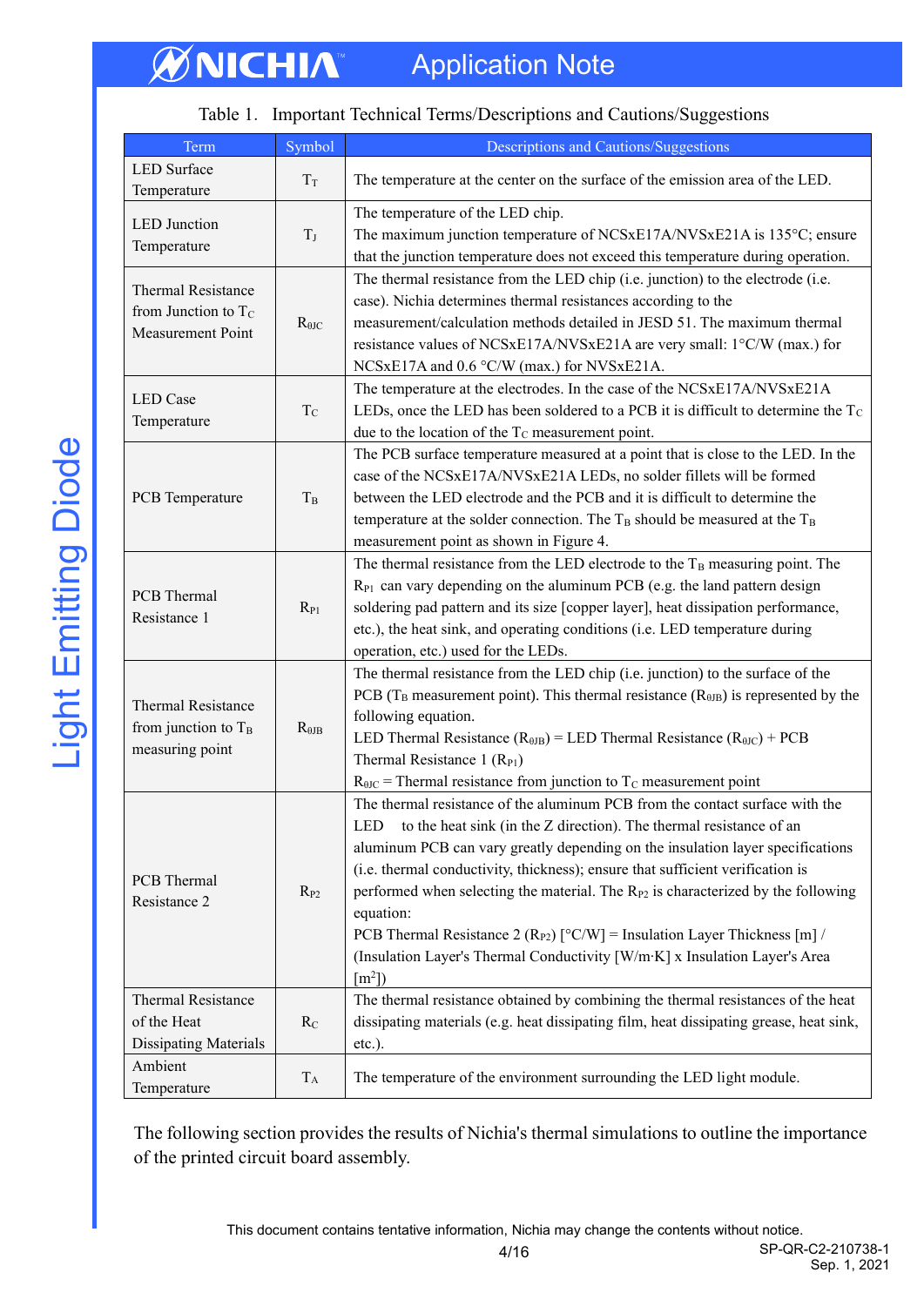Table 1. Important Technical Terms/Descriptions and Cautions/Suggestions

| Term | Symbol | Descriptions and Cautions/Suggestions |
|---|---|---|
| LED Surface Temperature | $T_T$ | The temperature at the center on the surface of the emission area of the LED. |
| LED Junction Temperature | $T_J$ | The temperature of the LED chip.<br>The maximum junction temperature of NCSxE17A/NVSxE21A is 135°C; ensure that the junction temperature does not exceed this temperature during operation. |
| Thermal Resistance from Junction to $T_C$ Measurement Point | $R_{\theta JC}$ | The thermal resistance from the LED chip (i.e. junction) to the electrode (i.e. case). Nichia determines thermal resistances according to the measurement/calculation methods detailed in JESD 51. The maximum thermal resistance values of NCSxE17A/NVSxE21A are very small: 1°C/W (max.) for NCSxE17A and 0.6 °C/W (max.) for NVSxE21A. |
| LED Case Temperature | $T_C$ | The temperature at the electrodes. In the case of the NCSxE17A/NVSxE21A LEDs, once the LED has been soldered to a PCB it is difficult to determine the $T_C$ due to the location of the $T_C$ measurement point. |
| PCB Temperature | $T_B$ | The PCB surface temperature measured at a point that is close to the LED. In the case of the NCSxE17A/NVSxE21A LEDs, no solder fillets will be formed between the LED electrode and the PCB and it is difficult to determine the temperature at the solder connection. The $T_B$ should be measured at the $T_B$ measurement point as shown in Figure 4. |
| PCB Thermal Resistance 1 | $R_{P1}$ | The thermal resistance from the LED electrode to the $T_B$ measuring point. The $R_{P1}$ can vary depending on the aluminum PCB (e.g. the land pattern design soldering pad pattern and its size [copper layer], heat dissipation performance, etc.), the heat sink, and operating conditions (i.e. LED temperature during operation, etc.) used for the LEDs. |
| Thermal Resistance from junction to $T_B$ measuring point | $R_{\theta JB}$ | The thermal resistance from the LED chip (i.e. junction) to the surface of the PCB ($T_B$ measurement point). This thermal resistance ($R_{\theta JB}$) is represented by the following equation.<br>LED Thermal Resistance ($R_{\theta JB}$) = LED Thermal Resistance ($R_{\theta JC}$) + PCB Thermal Resistance 1 ($R_{P1}$)<br>$R_{\theta JC}$ = Thermal resistance from junction to $T_C$ measurement point |
| PCB Thermal Resistance 2 | $R_{P2}$ | The thermal resistance of the aluminum PCB from the contact surface with the LED to the heat sink (in the Z direction). The thermal resistance of an aluminum PCB can vary greatly depending on the insulation layer specifications (i.e. thermal conductivity, thickness); ensure that sufficient verification is performed when selecting the material. The $R_{P2}$ is characterized by the following equation:<br>PCB Thermal Resistance 2 ($R_{P2}$) [°C/W] = Insulation Layer Thickness [m] / (Insulation Layer's Thermal Conductivity [W/m·K] x Insulation Layer's Area [$m^2$]) |
| Thermal Resistance of the Heat Dissipating Materials | $R_C$ | The thermal resistance obtained by combining the thermal resistances of the heat dissipating materials (e.g. heat dissipating film, heat dissipating grease, heat sink, etc.). |
| Ambient Temperature | $T_A$ | The temperature of the environment surrounding the LED light module. |

The following section provides the results of Nichia's thermal simulations to outline the importance of the printed circuit board assembly.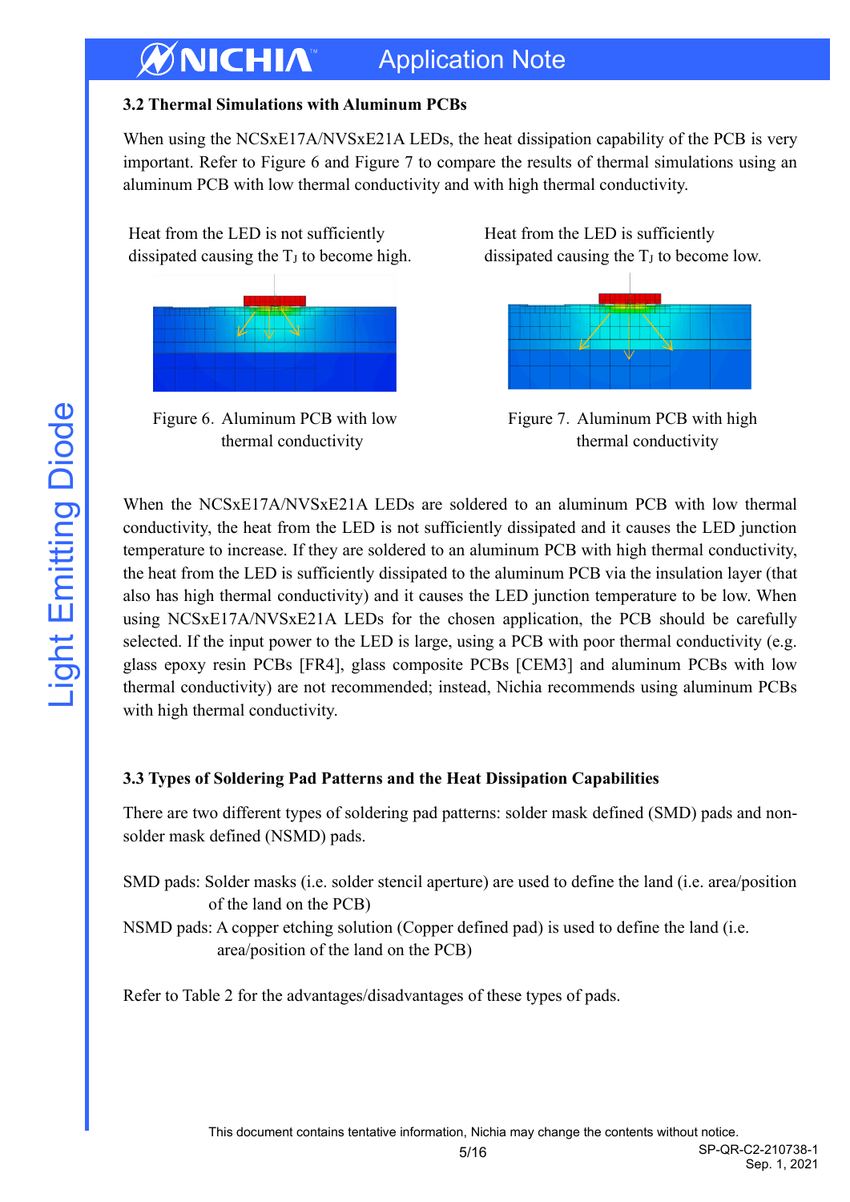### 3.2 Thermal Simulations with Aluminum PCBs

When using the NCSxE17A/NVSxE21A LEDs, the heat dissipation capability of the PCB is very important. Refer to Figure 6 and Figure 7 to compare the results of thermal simulations using an aluminum PCB with low thermal conductivity and with high thermal conductivity.

Heat from the LED is not sufficiently dissipated causing the $T_J$ to become high.

Figure 6. Aluminum PCB with low thermal conductivity

Heat from the LED is sufficiently dissipated causing the $T_J$ to become low.

Figure 7. Aluminum PCB with high thermal conductivity

When the NCSxE17A/NVSxE21A LEDs are soldered to an aluminum PCB with low thermal conductivity, the heat from the LED is not sufficiently dissipated and it causes the LED junction temperature to increase. If they are soldered to an aluminum PCB with high thermal conductivity, the heat from the LED is sufficiently dissipated to the aluminum PCB via the insulation layer (that also has high thermal conductivity) and it causes the LED junction temperature to be low. When using NCSxE17A/NVSxE21A LEDs for the chosen application, the PCB should be carefully selected. If the input power to the LED is large, using a PCB with poor thermal conductivity (e.g. glass epoxy resin PCBs [FR4], glass composite PCBs [CEM3] and aluminum PCBs with low thermal conductivity) are not recommended; instead, Nichia recommends using aluminum PCBs with high thermal conductivity.

### 3.3 Types of Soldering Pad Patterns and the Heat Dissipation Capabilities

There are two different types of soldering pad patterns: solder mask defined (SMD) pads and non-solder mask defined (NSMD) pads.

SMD pads: Solder masks (i.e. solder stencil aperture) are used to define the land (i.e. area/position of the land on the PCB)

NSMD pads: A copper etching solution (Copper defined pad) is used to define the land (i.e. area/position of the land on the PCB)

Refer to Table 2 for the advantages/disadvantages of these types of pads.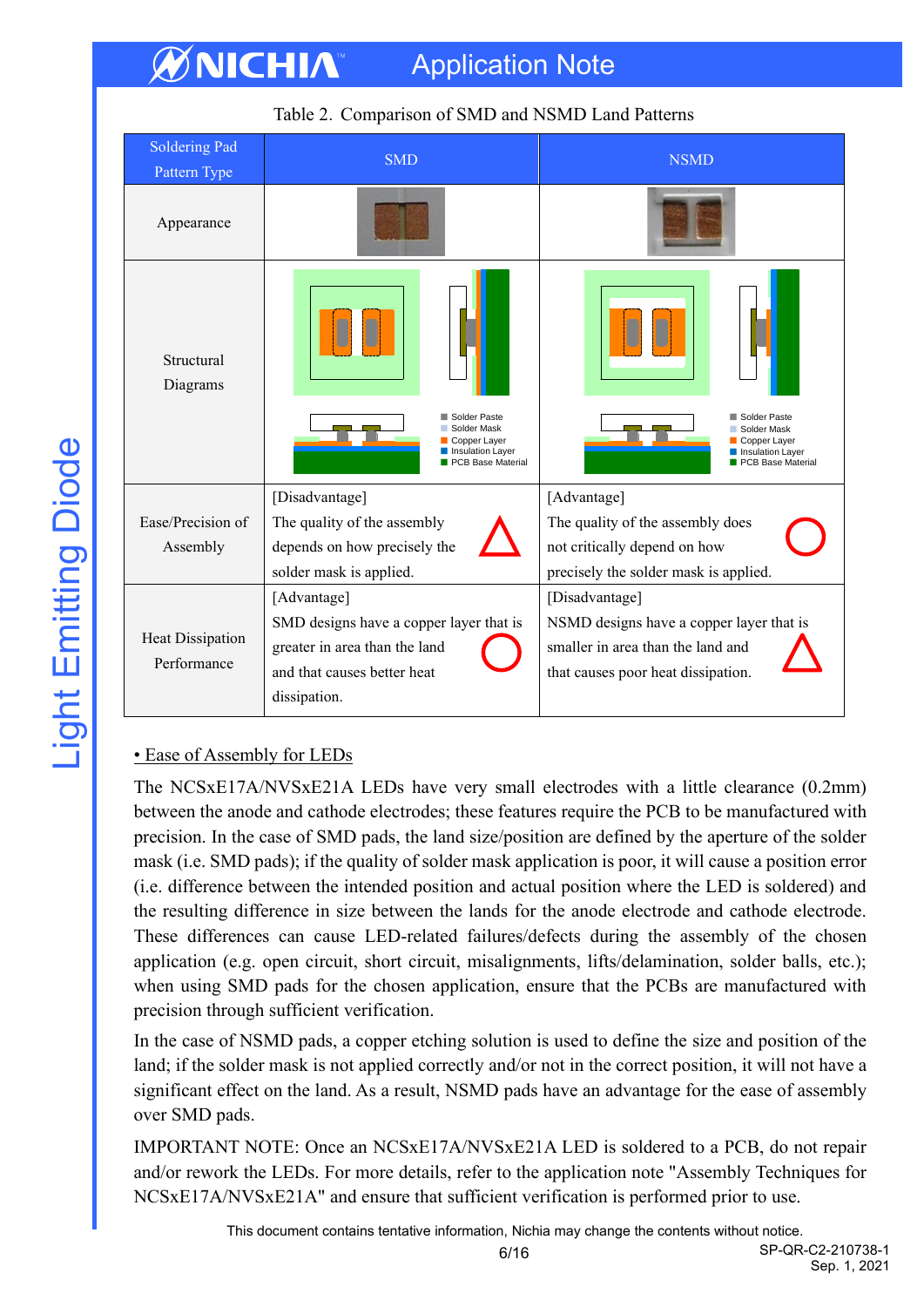Table 2. Comparison of SMD and NSMD Land Patterns

| Soldering Pad Pattern Type | SMD | NSMD |
|---|---|---|
| Appearance | | |
| Structural Diagrams | Solder Paste, Solder Mask, Copper Layer, Insulation Layer, PCB Base Material | Solder Paste, Solder Mask, Copper Layer, Insulation Layer, PCB Base Material |
| Ease/Precision of Assembly | [Disadvantage] The quality of the assembly depends on how precisely the solder mask is applied. △ | [Advantage] The quality of the assembly does not critically depend on how precisely the solder mask is applied. ○ |
| Heat Dissipation Performance | [Advantage] SMD designs have a copper layer that is greater in area than the land and that causes better heat dissipation. ○ | [Disadvantage] NSMD designs have a copper layer that is smaller in area than the land and that causes poor heat dissipation. △ |

<u>• Ease of Assembly for LEDs</u>

The NCSxE17A/NVSxE21A LEDs have very small electrodes with a little clearance (0.2mm) between the anode and cathode electrodes; these features require the PCB to be manufactured with precision. In the case of SMD pads, the land size/position are defined by the aperture of the solder mask (i.e. SMD pads); if the quality of solder mask application is poor, it will cause a position error (i.e. difference between the intended position and actual position where the LED is soldered) and the resulting difference in size between the lands for the anode electrode and cathode electrode. These differences can cause LED-related failures/defects during the assembly of the chosen application (e.g. open circuit, short circuit, misalignments, lifts/delamination, solder balls, etc.); when using SMD pads for the chosen application, ensure that the PCBs are manufactured with precision through sufficient verification.

In the case of NSMD pads, a copper etching solution is used to define the size and position of the land; if the solder mask is not applied correctly and/or not in the correct position, it will not have a significant effect on the land. As a result, NSMD pads have an advantage for the ease of assembly over SMD pads.

IMPORTANT NOTE: Once an NCSxE17A/NVSxE21A LED is soldered to a PCB, do not repair and/or rework the LEDs. For more details, refer to the application note "Assembly Techniques for NCSxE17A/NVSxE21A" and ensure that sufficient verification is performed prior to use.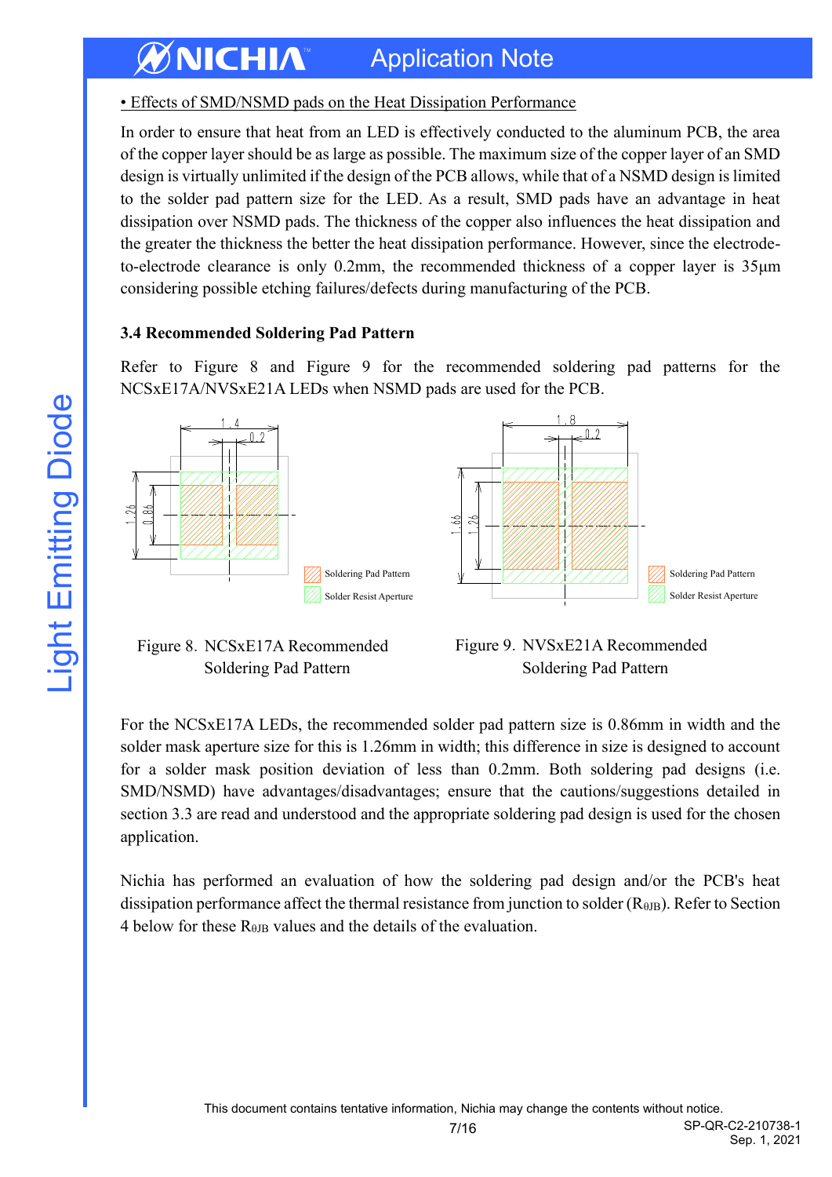• Effects of SMD/NSMD pads on the Heat Dissipation Performance

In order to ensure that heat from an LED is effectively conducted to the aluminum PCB, the area of the copper layer should be as large as possible. The maximum size of the copper layer of an SMD design is virtually unlimited if the design of the PCB allows, while that of a NSMD design is limited to the solder pad pattern size for the LED. As a result, SMD pads have an advantage in heat dissipation over NSMD pads. The thickness of the copper also influences the heat dissipation and the greater the thickness the better the heat dissipation performance. However, since the electrode-to-electrode clearance is only 0.2mm, the recommended thickness of a copper layer is 35μm considering possible etching failures/defects during manufacturing of the PCB.

### 3.4 Recommended Soldering Pad Pattern

Refer to Figure 8 and Figure 9 for the recommended soldering pad patterns for the NCSxE17A/NVSxE21A LEDs when NSMD pads are used for the PCB.

Figure 8. NCSxE17A Recommended Soldering Pad Pattern

Figure 9. NVSxE21A Recommended Soldering Pad Pattern

For the NCSxE17A LEDs, the recommended solder pad pattern size is 0.86mm in width and the solder mask aperture size for this is 1.26mm in width; this difference in size is designed to account for a solder mask position deviation of less than 0.2mm. Both soldering pad designs (i.e. SMD/NSMD) have advantages/disadvantages; ensure that the cautions/suggestions detailed in section 3.3 are read and understood and the appropriate soldering pad design is used for the chosen application.

Nichia has performed an evaluation of how the soldering pad design and/or the PCB's heat dissipation performance affect the thermal resistance from junction to solder ($R_{\theta JB}$). Refer to Section 4 below for these $R_{\theta JB}$ values and the details of the evaluation.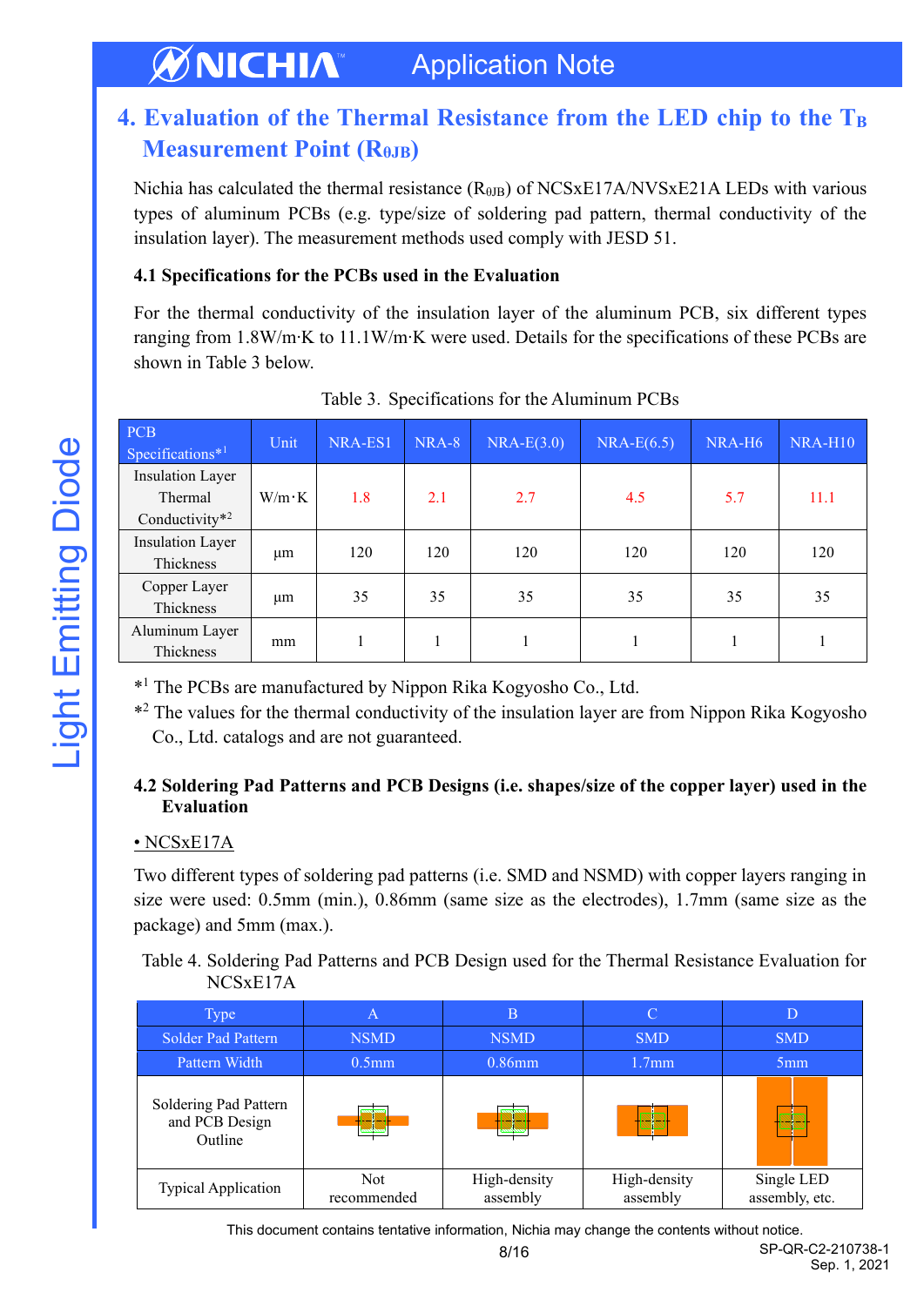## 4. Evaluation of the Thermal Resistance from the LED chip to the $T_B$ Measurement Point ($R_{\theta JB}$)

Nichia has calculated the thermal resistance ($R_{\theta JB}$) of NCSxE17A/NVSxE21A LEDs with various types of aluminum PCBs (e.g. type/size of soldering pad pattern, thermal conductivity of the insulation layer). The measurement methods used comply with JESD 51.

### 4.1 Specifications for the PCBs used in the Evaluation

For the thermal conductivity of the insulation layer of the aluminum PCB, six different types ranging from 1.8W/m·K to 11.1W/m·K were used. Details for the specifications of these PCBs are shown in Table 3 below.

Table 3. Specifications for the Aluminum PCBs

| PCB Specifications*[1] | Unit | NRA-ES1 | NRA-8 | NRA-E(3.0) | NRA-E(6.5) | NRA-H6 | NRA-H10 |
|---|---|---|---|---|---|---|---|
| Insulation Layer Thermal Conductivity*[2] | W/m·K | 1.8 | 2.1 | 2.7 | 4.5 | 5.7 | 11.1 |
| Insulation Layer Thickness | μm | 120 | 120 | 120 | 120 | 120 | 120 |
| Copper Layer Thickness | μm | 35 | 35 | 35 | 35 | 35 | 35 |
| Aluminum Layer Thickness | mm | 1 | 1 | 1 | 1 | 1 | 1 |

*[1] The PCBs are manufactured by Nippon Rika Kogyosho Co., Ltd.
*[2] The values for the thermal conductivity of the insulation layer are from Nippon Rika Kogyosho Co., Ltd. catalogs and are not guaranteed.

### 4.2 Soldering Pad Patterns and PCB Designs (i.e. shapes/size of the copper layer) used in the Evaluation

• NCSxE17A

Two different types of soldering pad patterns (i.e. SMD and NSMD) with copper layers ranging in size were used: 0.5mm (min.), 0.86mm (same size as the electrodes), 1.7mm (same size as the package) and 5mm (max.).

Table 4. Soldering Pad Patterns and PCB Design used for the Thermal Resistance Evaluation for NCSxE17A

| Type | A | B | C | D |
|---|---|---|---|---|
| Solder Pad Pattern | NSMD | NSMD | SMD | SMD |
| Pattern Width | 0.5mm | 0.86mm | 1.7mm | 5mm |
| Soldering Pad Pattern and PCB Design Outline | | | | |
| Typical Application | Not recommended | High-density assembly | High-density assembly | Single LED assembly, etc. |

This document contains tentative information, Nichia may change the contents without notice.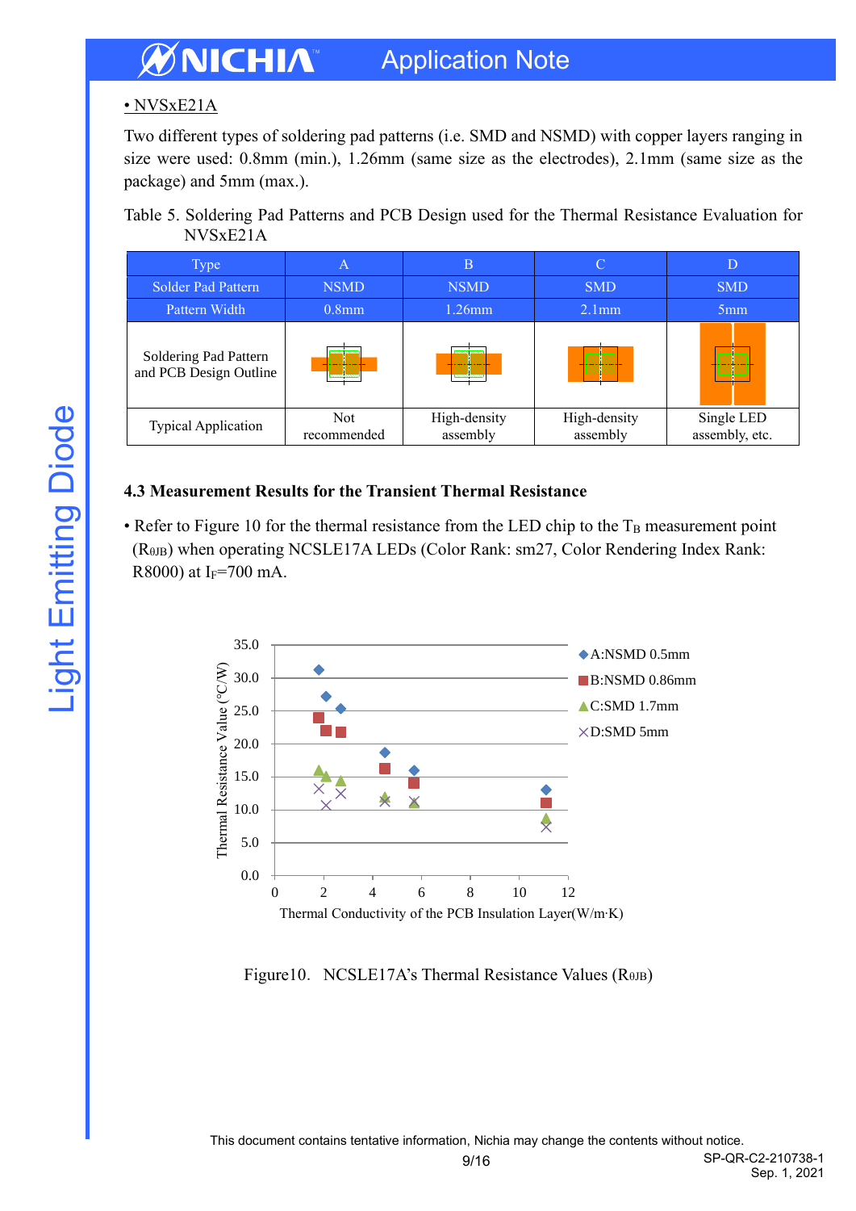• NVSxE21A

Two different types of soldering pad patterns (i.e. SMD and NSMD) with copper layers ranging in size were used: 0.8mm (min.), 1.26mm (same size as the electrodes), 2.1mm (same size as the package) and 5mm (max.).

Table 5. Soldering Pad Patterns and PCB Design used for the Thermal Resistance Evaluation for NVSxE21A

| Type | A | B | C | D |
|---|---|---|---|---|
| Solder Pad Pattern | NSMD | NSMD | SMD | SMD |
| Pattern Width | 0.8mm | 1.26mm | 2.1mm | 5mm |
| Soldering Pad Pattern and PCB Design Outline | | | | |
| Typical Application | Not recommended | High-density assembly | High-density assembly | Single LED assembly, etc. |

### 4.3 Measurement Results for the Transient Thermal Resistance

• Refer to Figure 10 for the thermal resistance from the LED chip to the $T_B$ measurement point ($R_{\theta JB}$) when operating NCSLE17A LEDs (Color Rank: sm27, Color Rendering Index Rank: R8000) at $I_F$=700 mA.

Figure10. NCSLE17A's Thermal Resistance Values ($R_{\theta JB}$)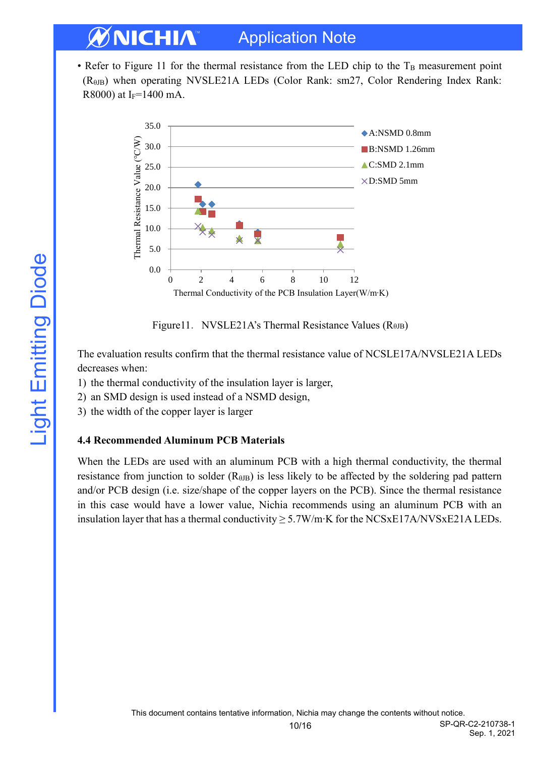- Refer to Figure 11 for the thermal resistance from the LED chip to the $T_B$ measurement point ($R_{\theta JB}$) when operating NVSLE21A LEDs (Color Rank: sm27, Color Rendering Index Rank: R8000) at $I_F$=1400 mA.

Figure11. NVSLE21A's Thermal Resistance Values ($R_{\theta JB}$)

The evaluation results confirm that the thermal resistance value of NCSLE17A/NVSLE21A LEDs decreases when:

1) the thermal conductivity of the insulation layer is larger,
2) an SMD design is used instead of a NSMD design,
3) the width of the copper layer is larger

### 4.4 Recommended Aluminum PCB Materials

When the LEDs are used with an aluminum PCB with a high thermal conductivity, the thermal resistance from junction to solder ($R_{\theta JB}$) is less likely to be affected by the soldering pad pattern and/or PCB design (i.e. size/shape of the copper layers on the PCB). Since the thermal resistance in this case would have a lower value, Nichia recommends using an aluminum PCB with an insulation layer that has a thermal conductivity ≥ 5.7W/m·K for the NCSxE17A/NVSxE21A LEDs.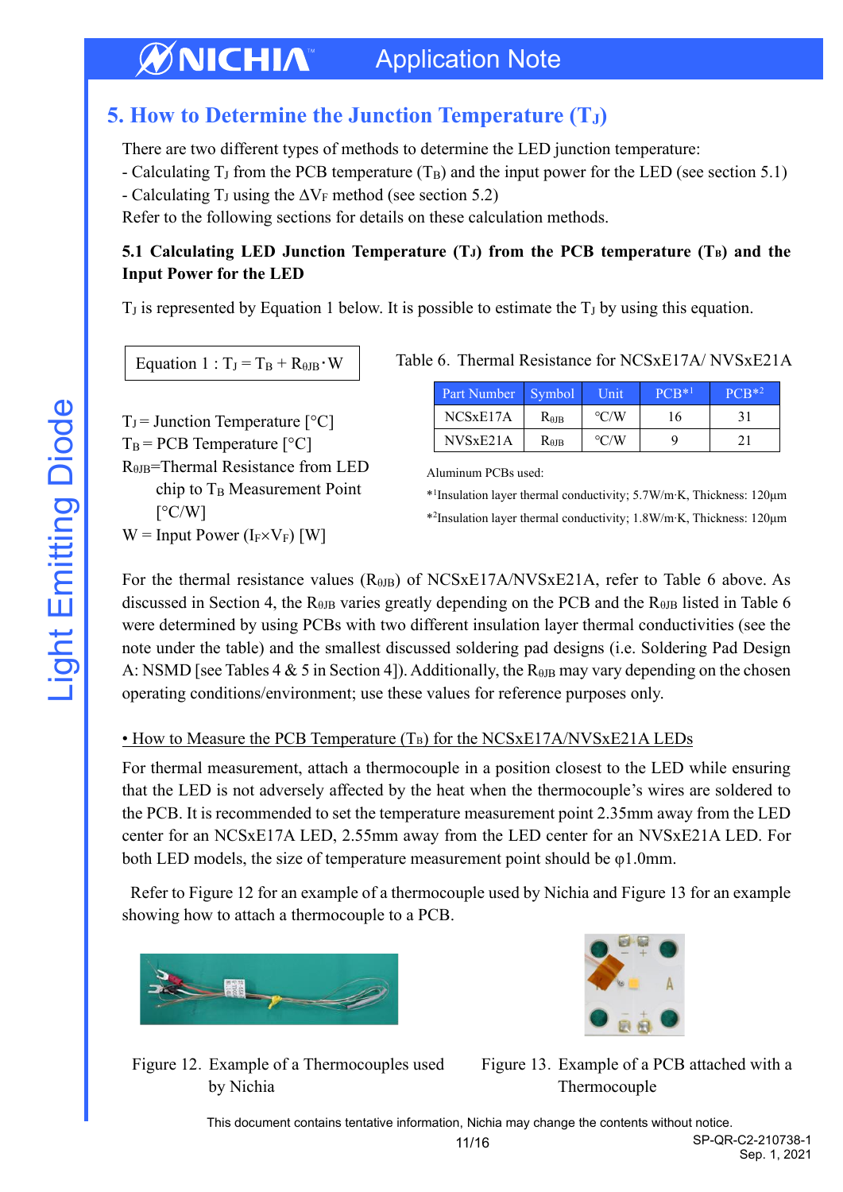## 5. How to Determine the Junction Temperature ($T_J$)

There are two different types of methods to determine the LED junction temperature:

- Calculating $T_J$ from the PCB temperature ($T_B$) and the input power for the LED (see section 5.1)
- Calculating $T_J$ using the $\Delta V_F$ method (see section 5.2)

Refer to the following sections for details on these calculation methods.

### 5.1 Calculating LED Junction Temperature ($T_J$) from the PCB temperature ($T_B$) and the Input Power for the LED

$T_J$ is represented by Equation 1 below. It is possible to estimate the $T_J$ by using this equation.

Equation 1 : $T_J = T_B + R_{\theta JB} \cdot W$

$T_J$ = Junction Temperature [°C]
$T_B$ = PCB Temperature [°C]
$R_{\theta JB}$=Thermal Resistance from LED chip to $T_B$ Measurement Point [°C/W]
W = Input Power ($I_F \times V_F$) [W]

Table 6. Thermal Resistance for NCSxE17A/ NVSxE21A

| Part Number | Symbol | Unit | PCB*1 | PCB*2 |
|---|---|---|---|---|
| NCSxE17A | $R_{\theta JB}$ | °C/W | 16 | 31 |
| NVSxE21A | $R_{\theta JB}$ | °C/W | 9 | 21 |

Aluminum PCBs used:
*1Insulation layer thermal conductivity; 5.7W/m·K, Thickness: 120μm
*2Insulation layer thermal conductivity; 1.8W/m·K, Thickness: 120μm

For the thermal resistance values ($R_{\theta JB}$) of NCSxE17A/NVSxE21A, refer to Table 6 above. As discussed in Section 4, the $R_{\theta JB}$ varies greatly depending on the PCB and the $R_{\theta JB}$ listed in Table 6 were determined by using PCBs with two different insulation layer thermal conductivities (see the note under the table) and the smallest discussed soldering pad designs (i.e. Soldering Pad Design A: NSMD [see Tables 4 & 5 in Section 4]). Additionally, the $R_{\theta JB}$ may vary depending on the chosen operating conditions/environment; use these values for reference purposes only.

• How to Measure the PCB Temperature ($T_B$) for the NCSxE17A/NVSxE21A LEDs

For thermal measurement, attach a thermocouple in a position closest to the LED while ensuring that the LED is not adversely affected by the heat when the thermocouple's wires are soldered to the PCB. It is recommended to set the temperature measurement point 2.35mm away from the LED center for an NCSxE17A LED, 2.55mm away from the LED center for an NVSxE21A LED. For both LED models, the size of temperature measurement point should be φ1.0mm.

Refer to Figure 12 for an example of a thermocouple used by Nichia and Figure 13 for an example showing how to attach a thermocouple to a PCB.

Figure 12. Example of a Thermocouples used by Nichia

Figure 13. Example of a PCB attached with a Thermocouple

This document contains tentative information, Nichia may change the contents without notice.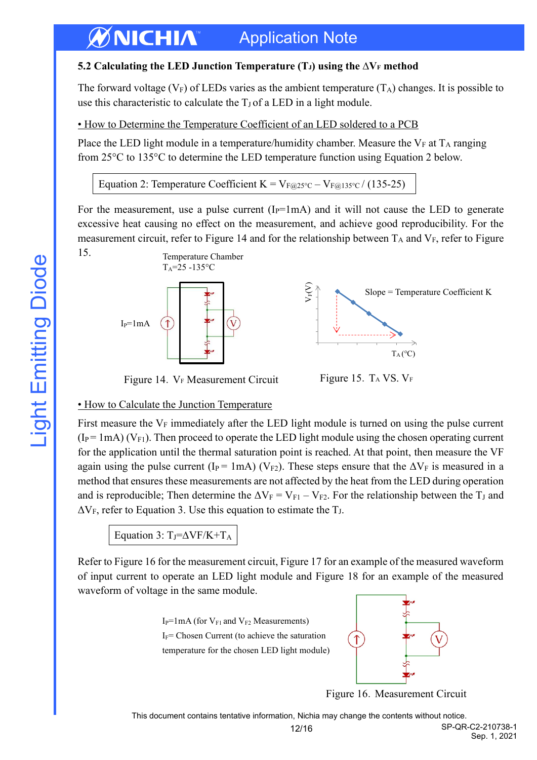### 5.2 Calculating the LED Junction Temperature ($T_J$) using the $\Delta V_F$ method

The forward voltage ($V_F$) of LEDs varies as the ambient temperature ($T_A$) changes. It is possible to use this characteristic to calculate the $T_J$ of a LED in a light module.

<u>• How to Determine the Temperature Coefficient of an LED soldered to a PCB</u>

Place the LED light module in a temperature/humidity chamber. Measure the $V_F$ at $T_A$ ranging from 25°C to 135°C to determine the LED temperature function using Equation 2 below.

Equation 2: Temperature Coefficient $K = V_{F@25°C} - V_{F@135°C} / (135\text{-}25)$

For the measurement, use a pulse current ($I_P$=1mA) and it will not cause the LED to generate excessive heat causing no effect on the measurement, and achieve good reproducibility. For the measurement circuit, refer to Figure 14 and for the relationship between $T_A$ and $V_F$, refer to Figure 15.

Temperature Chamber
$T_A$=25 -135°C

$I_P$=1mA

Figure 14. $V_F$ Measurement Circuit

Slope = Temperature Coefficient K

Figure 15. $T_A$ VS. $V_F$

<u>• How to Calculate the Junction Temperature</u>

First measure the $V_F$ immediately after the LED light module is turned on using the pulse current ($I_P$ = 1mA) ($V_{F1}$). Then proceed to operate the LED light module using the chosen operating current for the application until the thermal saturation point is reached. At that point, then measure the VF again using the pulse current ($I_P$ = 1mA) ($V_{F2}$). These steps ensure that the $\Delta V_F$ is measured in a method that ensures these measurements are not affected by the heat from the LED during operation and is reproducible; Then determine the $\Delta V_F = V_{F1} - V_{F2}$. For the relationship between the $T_J$ and $\Delta V_F$, refer to Equation 3. Use this equation to estimate the $T_J$.

Equation 3: $T_J = \Delta VF/K + T_A$

Refer to Figure 16 for the measurement circuit, Figure 17 for an example of the measured waveform of input current to operate an LED light module and Figure 18 for an example of the measured waveform of voltage in the same module.

$I_P$=1mA (for $V_{F1}$ and $V_{F2}$ Measurements)
$I_F$= Chosen Current (to achieve the saturation temperature for the chosen LED light module)

Figure 16. Measurement Circuit

This document contains tentative information, Nichia may change the contents without notice.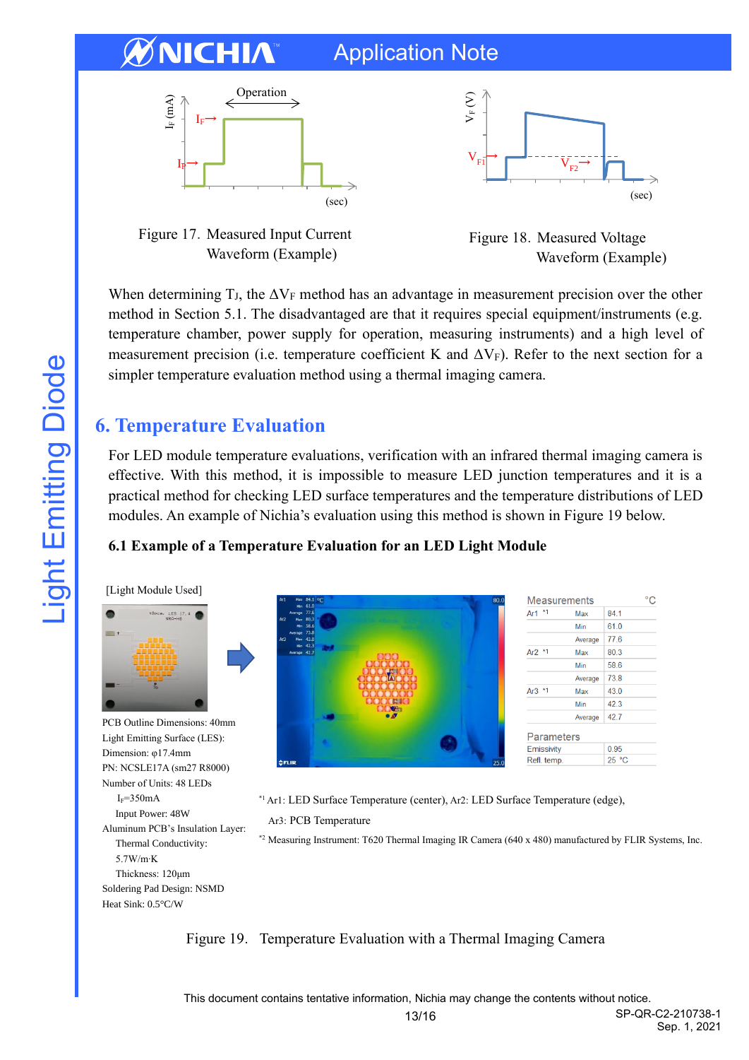Figure 17. Measured Input Current Waveform (Example)

Figure 18. Measured Voltage Waveform (Example)

When determining $T_J$, the $\Delta V_F$ method has an advantage in measurement precision over the other method in Section 5.1. The disadvantaged are that it requires special equipment/instruments (e.g. temperature chamber, power supply for operation, measuring instruments) and a high level of measurement precision (i.e. temperature coefficient K and $\Delta V_F$). Refer to the next section for a simpler temperature evaluation method using a thermal imaging camera.

## 6. Temperature Evaluation

For LED module temperature evaluations, verification with an infrared thermal imaging camera is effective. With this method, it is impossible to measure LED junction temperatures and it is a practical method for checking LED surface temperatures and the temperature distributions of LED modules. An example of Nichia's evaluation using this method is shown in Figure 19 below.

### 6.1 Example of a Temperature Evaluation for an LED Light Module

[Light Module Used]

PCB Outline Dimensions: 40mm
Light Emitting Surface (LES): Dimension: φ17.4mm
PN: NCSLE17A (sm27 R8000)
Number of Units: 48 LEDs
$I_F$=350mA
Input Power: 48W
Aluminum PCB's Insulation Layer:
Thermal Conductivity: 5.7W/m·K
Thickness: 120μm
Soldering Pad Design: NSMD
Heat Sink: 0.5°C/W

| Measurements | | °C |
|---|---|---|
| Ar1 *1 | Max | 84.1 |
| | Min | 61.0 |
| | Average | 77.6 |
| Ar2 *1 | Max | 80.3 |
| | Min | 58.6 |
| | Average | 73.8 |
| Ar3 *1 | Max | 43.0 |
| | Min | 42.3 |
| | Average | 42.7 |

| Parameters | |
|---|---|
| Emissivity | 0.95 |
| Refl. temp. | 25 °C |

*1 Ar1: LED Surface Temperature (center), Ar2: LED Surface Temperature (edge), Ar3: PCB Temperature

*2 Measuring Instrument: T620 Thermal Imaging IR Camera (640 x 480) manufactured by FLIR Systems, Inc.

Figure 19. Temperature Evaluation with a Thermal Imaging Camera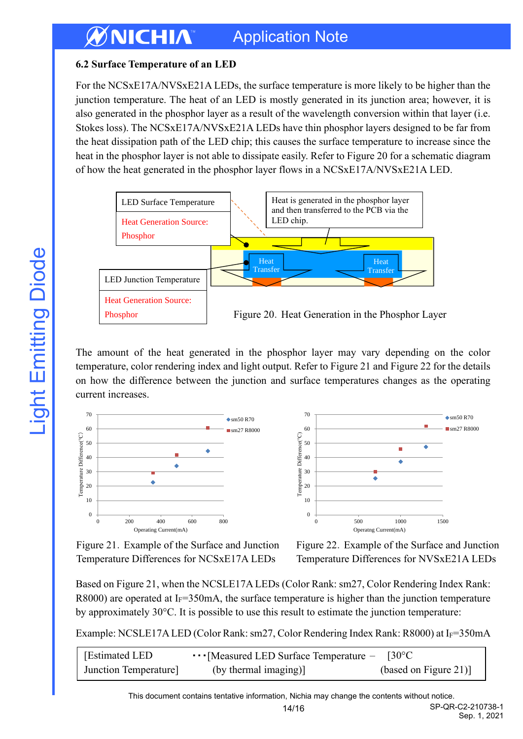### 6.2 Surface Temperature of an LED

For the NCSxE17A/NVSxE21A LEDs, the surface temperature is more likely to be higher than the junction temperature. The heat of an LED is mostly generated in its junction area; however, it is also generated in the phosphor layer as a result of the wavelength conversion within that layer (i.e. Stokes loss). The NCSxE17A/NVSxE21A LEDs have thin phosphor layers designed to be far from the heat dissipation path of the LED chip; this causes the surface temperature to increase since the heat in the phosphor layer is not able to dissipate easily. Refer to Figure 20 for a schematic diagram of how the heat generated in the phosphor layer flows in a NCSxE17A/NVSxE21A LED.

Figure 20. Heat Generation in the Phosphor Layer

The amount of the heat generated in the phosphor layer may vary depending on the color temperature, color rendering index and light output. Refer to Figure 21 and Figure 22 for the details on how the difference between the junction and surface temperatures changes as the operating current increases.

Figure 21. Example of the Surface and Junction Temperature Differences for NCSxE17A LEDs

Figure 22. Example of the Surface and Junction Temperature Differences for NVSxE21A LEDs

Based on Figure 21, when the NCSLE17A LEDs (Color Rank: sm27, Color Rendering Index Rank: R8000) are operated at $I_F$=350mA, the surface temperature is higher than the junction temperature by approximately 30°C. It is possible to use this result to estimate the junction temperature:

Example: NCSLE17A LED (Color Rank: sm27, Color Rendering Index Rank: R8000) at $I_F$=350mA

| [Estimated LED Junction Temperature] | ･･･[Measured LED Surface Temperature (by thermal imaging)] | − [30°C (based on Figure 21)] |
|---|---|---|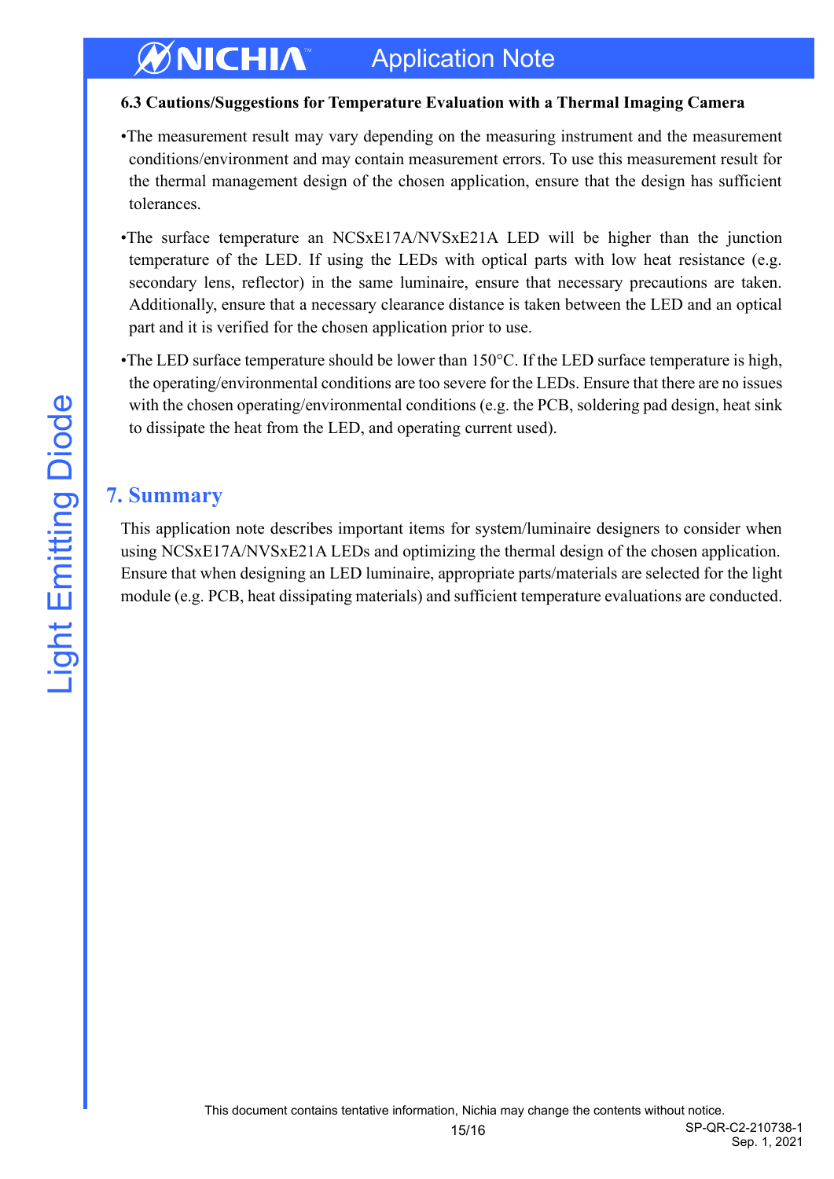### 6.3 Cautions/Suggestions for Temperature Evaluation with a Thermal Imaging Camera

- The measurement result may vary depending on the measuring instrument and the measurement conditions/environment and may contain measurement errors. To use this measurement result for the thermal management design of the chosen application, ensure that the design has sufficient tolerances.
- The surface temperature an NCSxE17A/NVSxE21A LED will be higher than the junction temperature of the LED. If using the LEDs with optical parts with low heat resistance (e.g. secondary lens, reflector) in the same luminaire, ensure that necessary precautions are taken. Additionally, ensure that a necessary clearance distance is taken between the LED and an optical part and it is verified for the chosen application prior to use.
- The LED surface temperature should be lower than 150°C. If the LED surface temperature is high, the operating/environmental conditions are too severe for the LEDs. Ensure that there are no issues with the chosen operating/environmental conditions (e.g. the PCB, soldering pad design, heat sink to dissipate the heat from the LED, and operating current used).

## 7. Summary

This application note describes important items for system/luminaire designers to consider when using NCSxE17A/NVSxE21A LEDs and optimizing the thermal design of the chosen application. Ensure that when designing an LED luminaire, appropriate parts/materials are selected for the light module (e.g. PCB, heat dissipating materials) and sufficient temperature evaluations are conducted.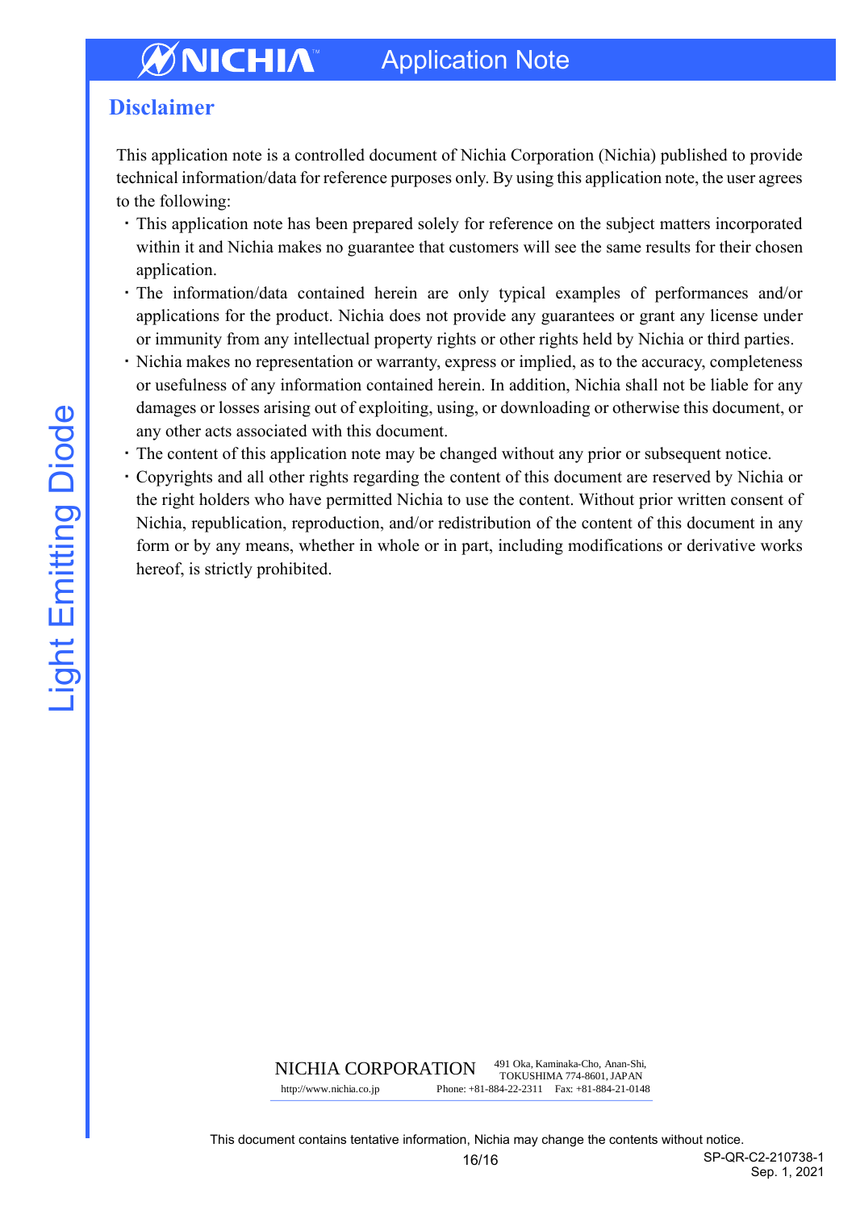## Disclaimer

This application note is a controlled document of Nichia Corporation (Nichia) published to provide technical information/data for reference purposes only. By using this application note, the user agrees to the following:

- This application note has been prepared solely for reference on the subject matters incorporated within it and Nichia makes no guarantee that customers will see the same results for their chosen application.
- The information/data contained herein are only typical examples of performances and/or applications for the product. Nichia does not provide any guarantees or grant any license under or immunity from any intellectual property rights or other rights held by Nichia or third parties.
- Nichia makes no representation or warranty, express or implied, as to the accuracy, completeness or usefulness of any information contained herein. In addition, Nichia shall not be liable for any damages or losses arising out of exploiting, using, or downloading or otherwise this document, or any other acts associated with this document.
- The content of this application note may be changed without any prior or subsequent notice.
- Copyrights and all other rights regarding the content of this document are reserved by Nichia or the right holders who have permitted Nichia to use the content. Without prior written consent of Nichia, republication, reproduction, and/or redistribution of the content of this document in any form or by any means, whether in whole or in part, including modifications or derivative works hereof, is strictly prohibited.

NICHIA CORPORATION
491 Oka, Kaminaka-Cho, Anan-Shi, TOKUSHIMA 774-8601, JAPAN
http://www.nichia.co.jp
Phone: +81-884-22-2311 Fax: +81-884-21-0148